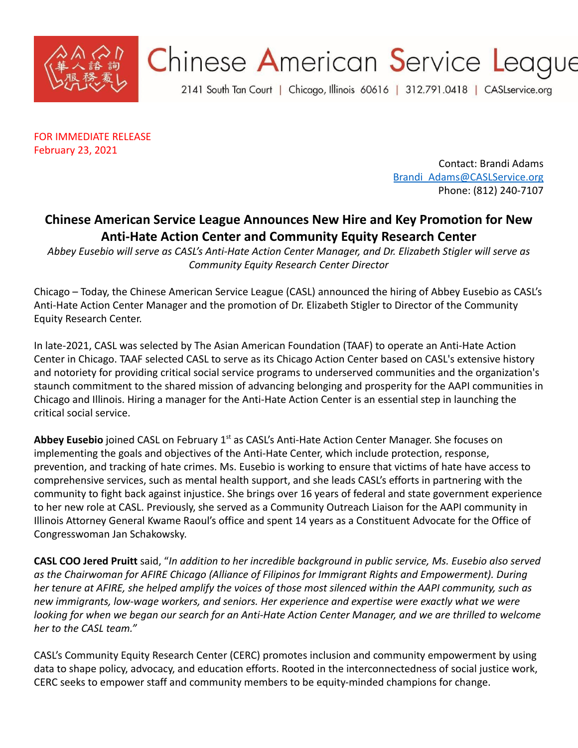# Chinese American Service League

2141 South Tan Court | Chicago, Illinois 60616 | 312.791.0418 | CASLservice.org

FOR IMMEDIATE RELEASE
February 23, 2021

Contact: Brandi Adams
Brandi_Adams@CASLService.org
Phone: (812) 240-7107

## Chinese American Service League Announces New Hire and Key Promotion for New Anti-Hate Action Center and Community Equity Research Center

*Abbey Eusebio will serve as CASL's Anti-Hate Action Center Manager, and Dr. Elizabeth Stigler will serve as Community Equity Research Center Director*

Chicago – Today, the Chinese American Service League (CASL) announced the hiring of Abbey Eusebio as CASL's Anti-Hate Action Center Manager and the promotion of Dr. Elizabeth Stigler to Director of the Community Equity Research Center.

In late-2021, CASL was selected by The Asian American Foundation (TAAF) to operate an Anti-Hate Action Center in Chicago. TAAF selected CASL to serve as its Chicago Action Center based on CASL's extensive history and notoriety for providing critical social service programs to underserved communities and the organization's staunch commitment to the shared mission of advancing belonging and prosperity for the AAPI communities in Chicago and Illinois. Hiring a manager for the Anti-Hate Action Center is an essential step in launching the critical social service.

**Abbey Eusebio** joined CASL on February 1st as CASL's Anti-Hate Action Center Manager. She focuses on implementing the goals and objectives of the Anti-Hate Center, which include protection, response, prevention, and tracking of hate crimes. Ms. Eusebio is working to ensure that victims of hate have access to comprehensive services, such as mental health support, and she leads CASL's efforts in partnering with the community to fight back against injustice. She brings over 16 years of federal and state government experience to her new role at CASL. Previously, she served as a Community Outreach Liaison for the AAPI community in Illinois Attorney General Kwame Raoul's office and spent 14 years as a Constituent Advocate for the Office of Congresswoman Jan Schakowsky.

**CASL COO Jered Pruitt** said, "*In addition to her incredible background in public service, Ms. Eusebio also served as the Chairwoman for AFIRE Chicago (Alliance of Filipinos for Immigrant Rights and Empowerment). During her tenure at AFIRE, she helped amplify the voices of those most silenced within the AAPI community, such as new immigrants, low-wage workers, and seniors. Her experience and expertise were exactly what we were looking for when we began our search for an Anti-Hate Action Center Manager, and we are thrilled to welcome her to the CASL team.*"

CASL's Community Equity Research Center (CERC) promotes inclusion and community empowerment by using data to shape policy, advocacy, and education efforts. Rooted in the interconnectedness of social justice work, CERC seeks to empower staff and community members to be equity-minded champions for change.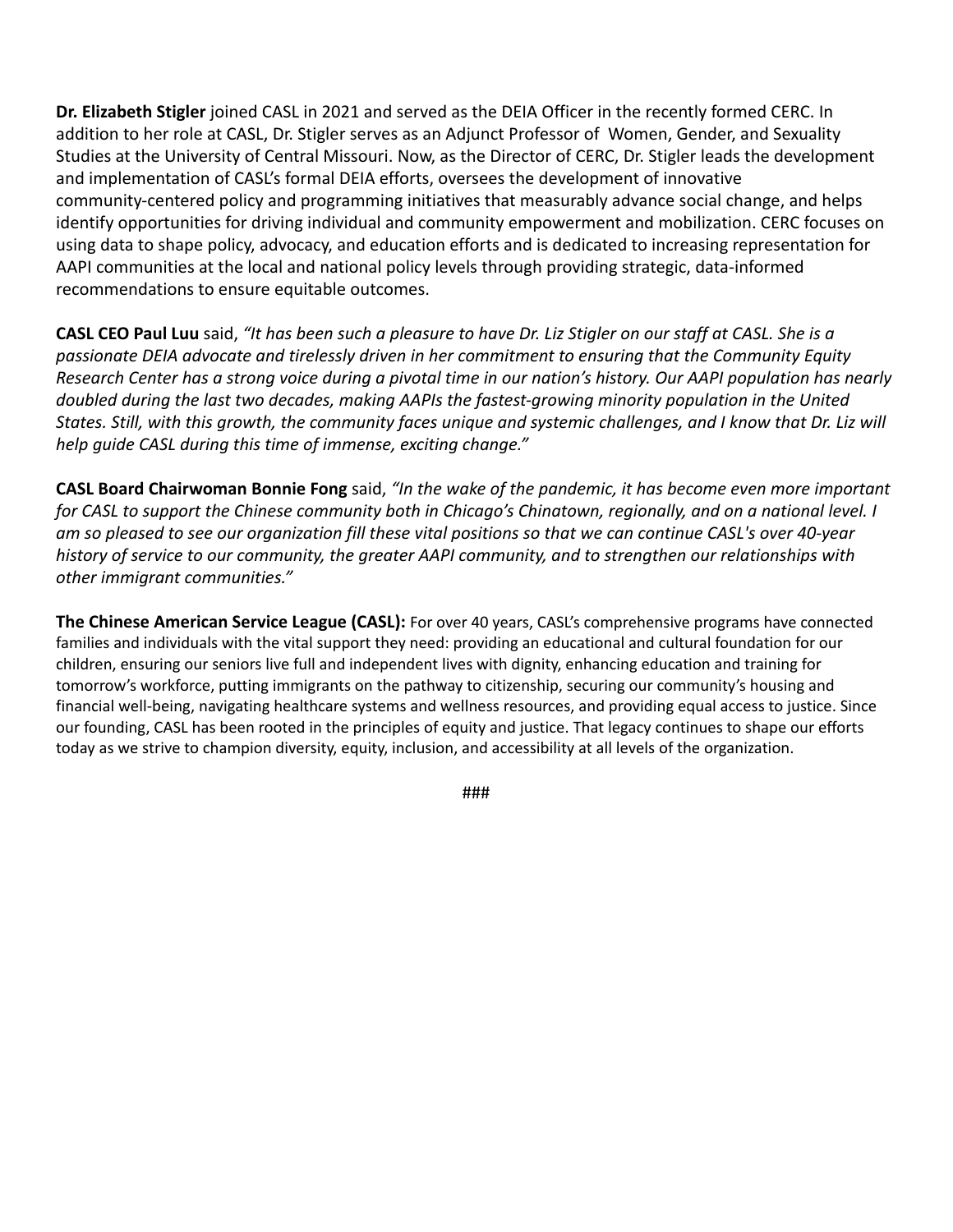**Dr. Elizabeth Stigler** joined CASL in 2021 and served as the DEIA Officer in the recently formed CERC. In addition to her role at CASL, Dr. Stigler serves as an Adjunct Professor of Women, Gender, and Sexuality Studies at the University of Central Missouri. Now, as the Director of CERC, Dr. Stigler leads the development and implementation of CASL's formal DEIA efforts, oversees the development of innovative community-centered policy and programming initiatives that measurably advance social change, and helps identify opportunities for driving individual and community empowerment and mobilization. CERC focuses on using data to shape policy, advocacy, and education efforts and is dedicated to increasing representation for AAPI communities at the local and national policy levels through providing strategic, data-informed recommendations to ensure equitable outcomes.

**CASL CEO Paul Luu** said, *"It has been such a pleasure to have Dr. Liz Stigler on our staff at CASL. She is a passionate DEIA advocate and tirelessly driven in her commitment to ensuring that the Community Equity Research Center has a strong voice during a pivotal time in our nation's history. Our AAPI population has nearly doubled during the last two decades, making AAPIs the fastest-growing minority population in the United States. Still, with this growth, the community faces unique and systemic challenges, and I know that Dr. Liz will help guide CASL during this time of immense, exciting change."*

**CASL Board Chairwoman Bonnie Fong** said, *"In the wake of the pandemic, it has become even more important for CASL to support the Chinese community both in Chicago's Chinatown, regionally, and on a national level. I am so pleased to see our organization fill these vital positions so that we can continue CASL's over 40-year history of service to our community, the greater AAPI community, and to strengthen our relationships with other immigrant communities."*

**The Chinese American Service League (CASL):** For over 40 years, CASL's comprehensive programs have connected families and individuals with the vital support they need: providing an educational and cultural foundation for our children, ensuring our seniors live full and independent lives with dignity, enhancing education and training for tomorrow's workforce, putting immigrants on the pathway to citizenship, securing our community's housing and financial well-being, navigating healthcare systems and wellness resources, and providing equal access to justice. Since our founding, CASL has been rooted in the principles of equity and justice. That legacy continues to shape our efforts today as we strive to champion diversity, equity, inclusion, and accessibility at all levels of the organization.

###